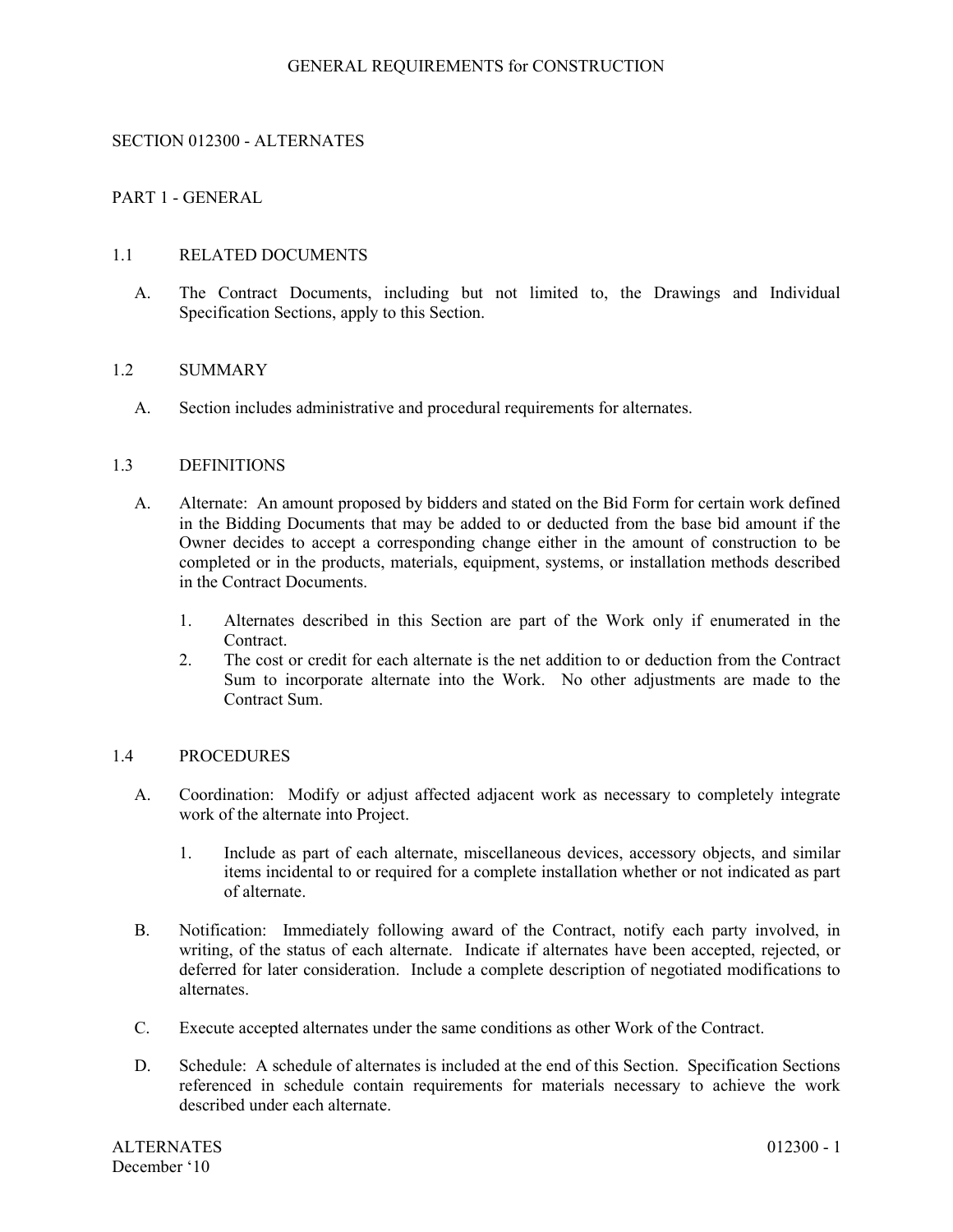# SECTION 012300 - ALTERNATES

## PART 1 - GENERAL

### 1.1 RELATED DOCUMENTS

A. The Contract Documents, including but not limited to, the Drawings and Individual Specification Sections, apply to this Section.

### 1.2 SUMMARY

A. Section includes administrative and procedural requirements for alternates.

### 1.3 DEFINITIONS

A. Alternate: An amount proposed by bidders and stated on the Bid Form for certain work defined in the Bidding Documents that may be added to or deducted from the base bid amount if the Owner decides to accept a corresponding change either in the amount of construction to be completed or in the products, materials, equipment, systems, or installation methods described in the Contract Documents.

1. Alternates described in this Section are part of the Work only if enumerated in the Contract.
2. The cost or credit for each alternate is the net addition to or deduction from the Contract Sum to incorporate alternate into the Work. No other adjustments are made to the Contract Sum.

### 1.4 PROCEDURES

A. Coordination: Modify or adjust affected adjacent work as necessary to completely integrate work of the alternate into Project.

1. Include as part of each alternate, miscellaneous devices, accessory objects, and similar items incidental to or required for a complete installation whether or not indicated as part of alternate.

B. Notification: Immediately following award of the Contract, notify each party involved, in writing, of the status of each alternate. Indicate if alternates have been accepted, rejected, or deferred for later consideration. Include a complete description of negotiated modifications to alternates.

C. Execute accepted alternates under the same conditions as other Work of the Contract.

D. Schedule: A schedule of alternates is included at the end of this Section. Specification Sections referenced in schedule contain requirements for materials necessary to achieve the work described under each alternate.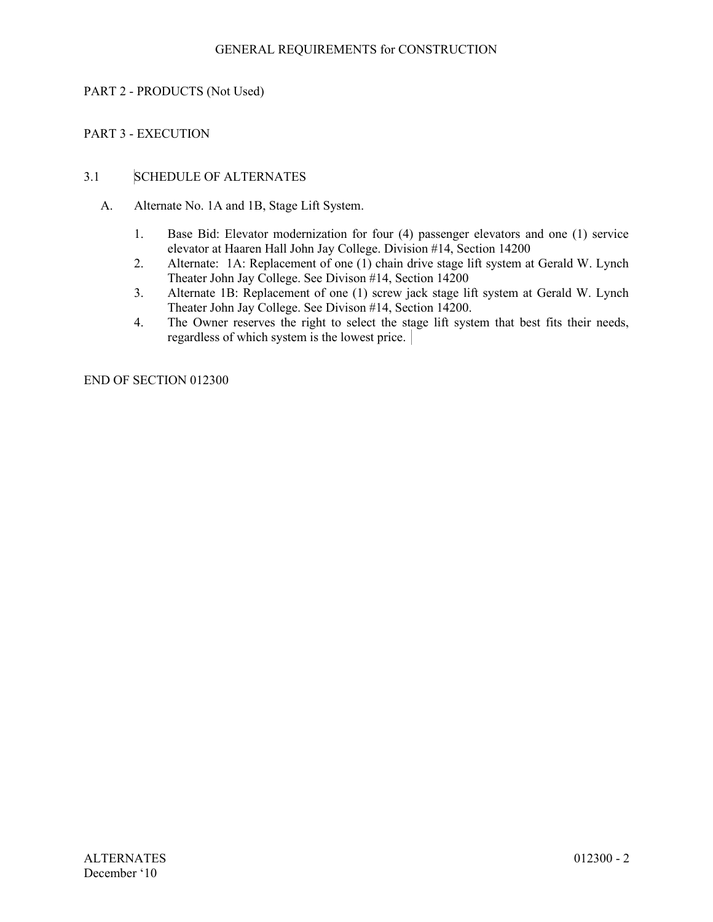## PART 2 - PRODUCTS (Not Used)

## PART 3 - EXECUTION

### 3.1 SCHEDULE OF ALTERNATES

A. Alternate No. 1A and 1B, Stage Lift System.

1. Base Bid: Elevator modernization for four (4) passenger elevators and one (1) service elevator at Haaren Hall John Jay College. Division #14, Section 14200
2. Alternate: 1A: Replacement of one (1) chain drive stage lift system at Gerald W. Lynch Theater John Jay College. See Divison #14, Section 14200
3. Alternate 1B: Replacement of one (1) screw jack stage lift system at Gerald W. Lynch Theater John Jay College. See Divison #14, Section 14200.
4. The Owner reserves the right to select the stage lift system that best fits their needs, regardless of which system is the lowest price.

END OF SECTION 012300